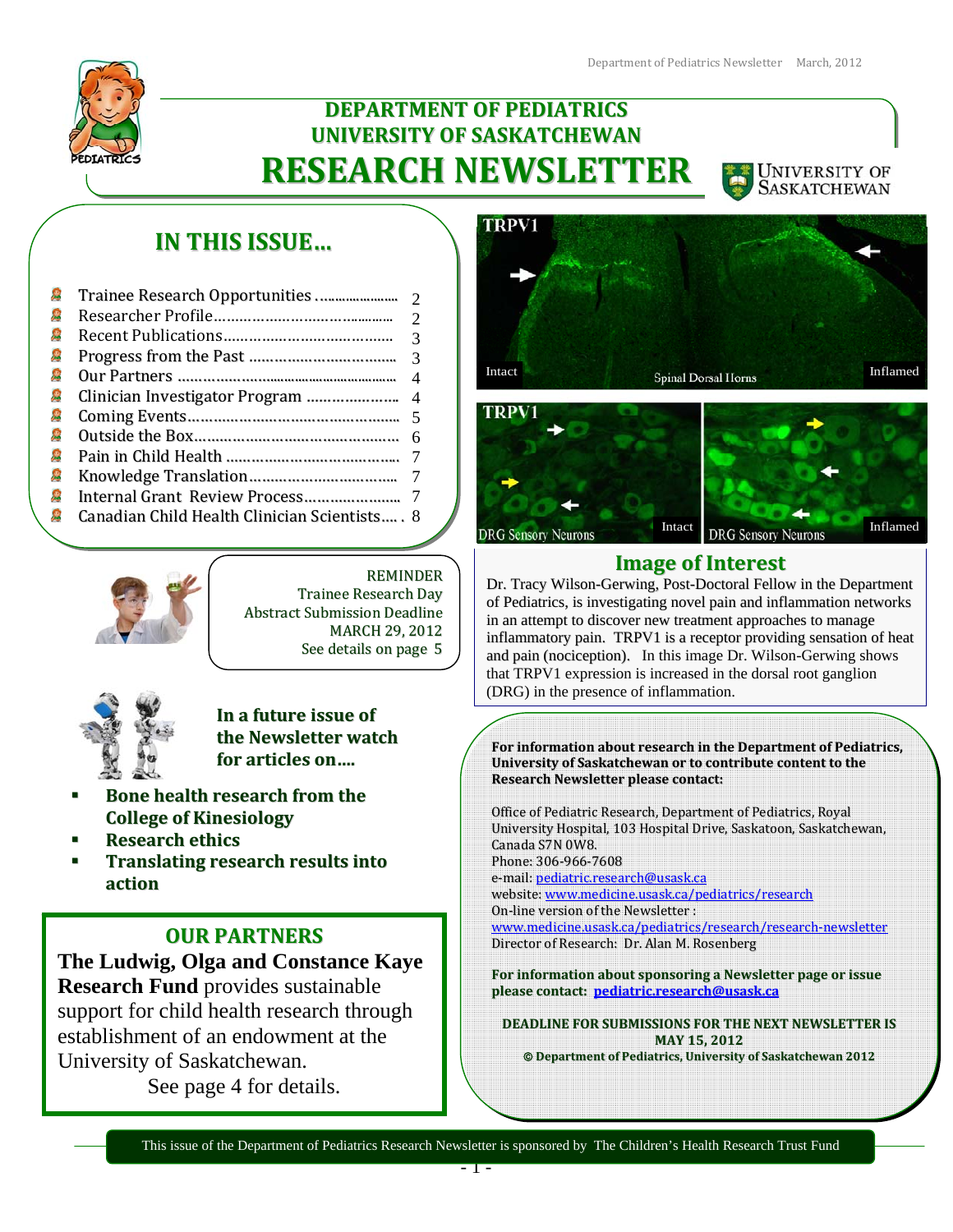# DEPARTMENT OF PEDIATRICS
## UNIVERSITY OF SASKATCHEWAN
# RESEARCH NEWSLETTER

## IN THIS ISSUE…

- Trainee Research Opportunities ........ 2
- Researcher Profile ........ 2
- Recent Publications ........ 3
- Progress from the Past ........ 3
- Our Partners ........ 4
- Clinician Investigator Program ........ 4
- Coming Events ........ 5
- Outside the Box ........ 6
- Pain in Child Health ........ 7
- Knowledge Translation ........ 7
- Internal Grant Review Process ........ 7
- Canadian Child Health Clinician Scientists ........ 8

REMINDER
Trainee Research Day
Abstract Submission Deadline
MARCH 29, 2012
See details on page 5

**In a future issue of the Newsletter watch for articles on….**

- **Bone health research from the College of Kinesiology**
- **Research ethics**
- **Translating research results into action**

## OUR PARTNERS

**The Ludwig, Olga and Constance Kaye Research Fund** provides sustainable support for child health research through establishment of an endowment at the University of Saskatchewan.
See page 4 for details.

TRPV1 — Intact — Spinal Dorsal Horns — Inflamed

TRPV1 — DRG Sensory Neurons — Intact — DRG Sensory Neurons — Inflamed

## Image of Interest

Dr. Tracy Wilson-Gerwing, Post-Doctoral Fellow in the Department of Pediatrics, is investigating novel pain and inflammation networks in an attempt to discover new treatment approaches to manage inflammatory pain. TRPV1 is a receptor providing sensation of heat and pain (nociception). In this image Dr. Wilson-Gerwing shows that TRPV1 expression is increased in the dorsal root ganglion (DRG) in the presence of inflammation.

**For information about research in the Department of Pediatrics, University of Saskatchewan or to contribute content to the Research Newsletter please contact:**

Office of Pediatric Research, Department of Pediatrics, Royal University Hospital, 103 Hospital Drive, Saskatoon, Saskatchewan, Canada S7N 0W8.
Phone: 306-966-7608
e-mail: pediatric.research@usask.ca
website: www.medicine.usask.ca/pediatrics/research
On-line version of the Newsletter :
www.medicine.usask.ca/pediatrics/research/research-newsletter
Director of Research: Dr. Alan M. Rosenberg

**For information about sponsoring a Newsletter page or issue please contact: pediatric.research@usask.ca**

**DEADLINE FOR SUBMISSIONS FOR THE NEXT NEWSLETTER IS MAY 15, 2012**
**© Department of Pediatrics, University of Saskatchewan 2012**

This issue of the Department of Pediatrics Research Newsletter is sponsored by The Children's Health Research Trust Fund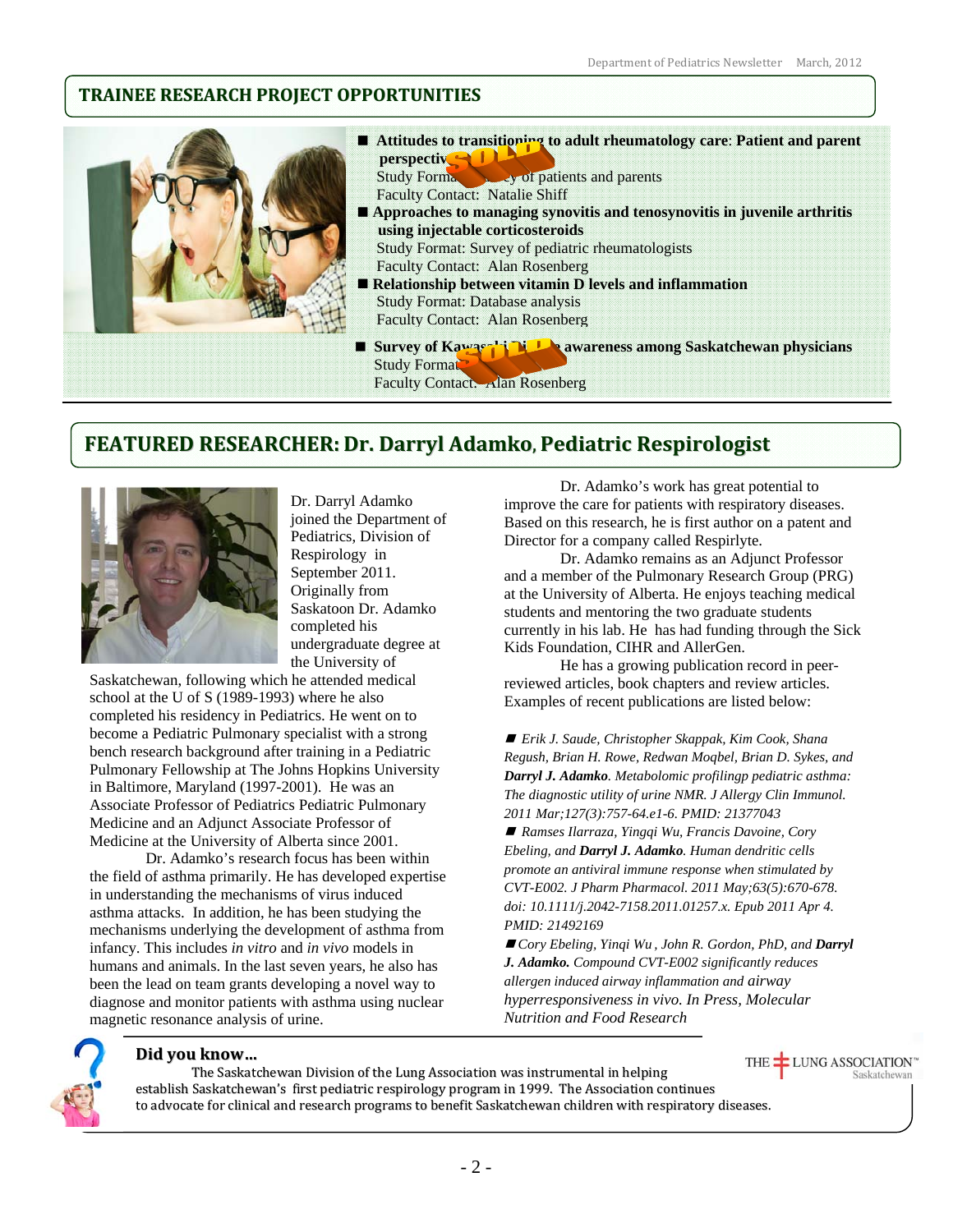## TRAINEE RESEARCH PROJECT OPPORTUNITIES

- **Attitudes to transitioning to adult rheumatology care: Patient and parent perspectives**
  Study Format: Survey of patients and parents
  Faculty Contact: Natalie Shiff
- **Approaches to managing synovitis and tenosynovitis in juvenile arthritis using injectable corticosteroids**
  Study Format: Survey of pediatric rheumatologists
  Faculty Contact: Alan Rosenberg
- **Relationship between vitamin D levels and inflammation**
  Study Format: Database analysis
  Faculty Contact: Alan Rosenberg
- **Survey of Kawasaki disease awareness among Saskatchewan physicians**
  Study Format
  Faculty Contact: Alan Rosenberg

## FEATURED RESEARCHER: Dr. Darryl Adamko, Pediatric Respirologist

Dr. Darryl Adamko joined the Department of Pediatrics, Division of Respirology in September 2011. Originally from Saskatoon Dr. Adamko completed his undergraduate degree at the University of Saskatchewan, following which he attended medical school at the U of S (1989-1993) where he also completed his residency in Pediatrics. He went on to become a Pediatric Pulmonary specialist with a strong bench research background after training in a Pediatric Pulmonary Fellowship at The Johns Hopkins University in Baltimore, Maryland (1997-2001). He was an Associate Professor of Pediatrics Pediatric Pulmonary Medicine and an Adjunct Associate Professor of Medicine at the University of Alberta since 2001.

Dr. Adamko's research focus has been within the field of asthma primarily. He has developed expertise in understanding the mechanisms of virus induced asthma attacks. In addition, he has been studying the mechanisms underlying the development of asthma from infancy. This includes *in vitro* and *in vivo* models in humans and animals. In the last seven years, he also has been the lead on team grants developing a novel way to diagnose and monitor patients with asthma using nuclear magnetic resonance analysis of urine.

Dr. Adamko's work has great potential to improve the care for patients with respiratory diseases. Based on this research, he is first author on a patent and Director for a company called Respirlyte.

Dr. Adamko remains as an Adjunct Professor and a member of the Pulmonary Research Group (PRG) at the University of Alberta. He enjoys teaching medical students and mentoring the two graduate students currently in his lab. He has had funding through the Sick Kids Foundation, CIHR and AllerGen.

He has a growing publication record in peer-reviewed articles, book chapters and review articles. Examples of recent publications are listed below:

- *Erik J. Saude, Christopher Skappak, Kim Cook, Shana Regush, Brian H. Rowe, Redwan Moqbel, Brian D. Sykes, and* ***Darryl J. Adamko****. Metabolomic profilingp pediatric asthma: The diagnostic utility of urine NMR. J Allergy Clin Immunol. 2011 Mar;127(3):757-64.e1-6. PMID: 21377043*
- *Ramses Ilarraza, Yingqi Wu, Francis Davoine, Cory Ebeling, and* ***Darryl J. Adamko****. Human dendritic cells promote an antiviral immune response when stimulated by CVT-E002. J Pharm Pharmacol. 2011 May;63(5):670-678. doi: 10.1111/j.2042-7158.2011.01257.x. Epub 2011 Apr 4. PMID: 21492169*
- *Cory Ebeling, Yinqi Wu , John R. Gordon, PhD, and* ***Darryl J. Adamko.*** *Compound CVT-E002 significantly reduces allergen induced airway inflammation and airway hyperresponsiveness in vivo. In Press, Molecular Nutrition and Food Research*

### Did you know…

The Saskatchewan Division of the Lung Association was instrumental in helping establish Saskatchewan's first pediatric respirology program in 1999. The Association continues to advocate for clinical and research programs to benefit Saskatchewan children with respiratory diseases.

THE LUNG ASSOCIATION™ Saskatchewan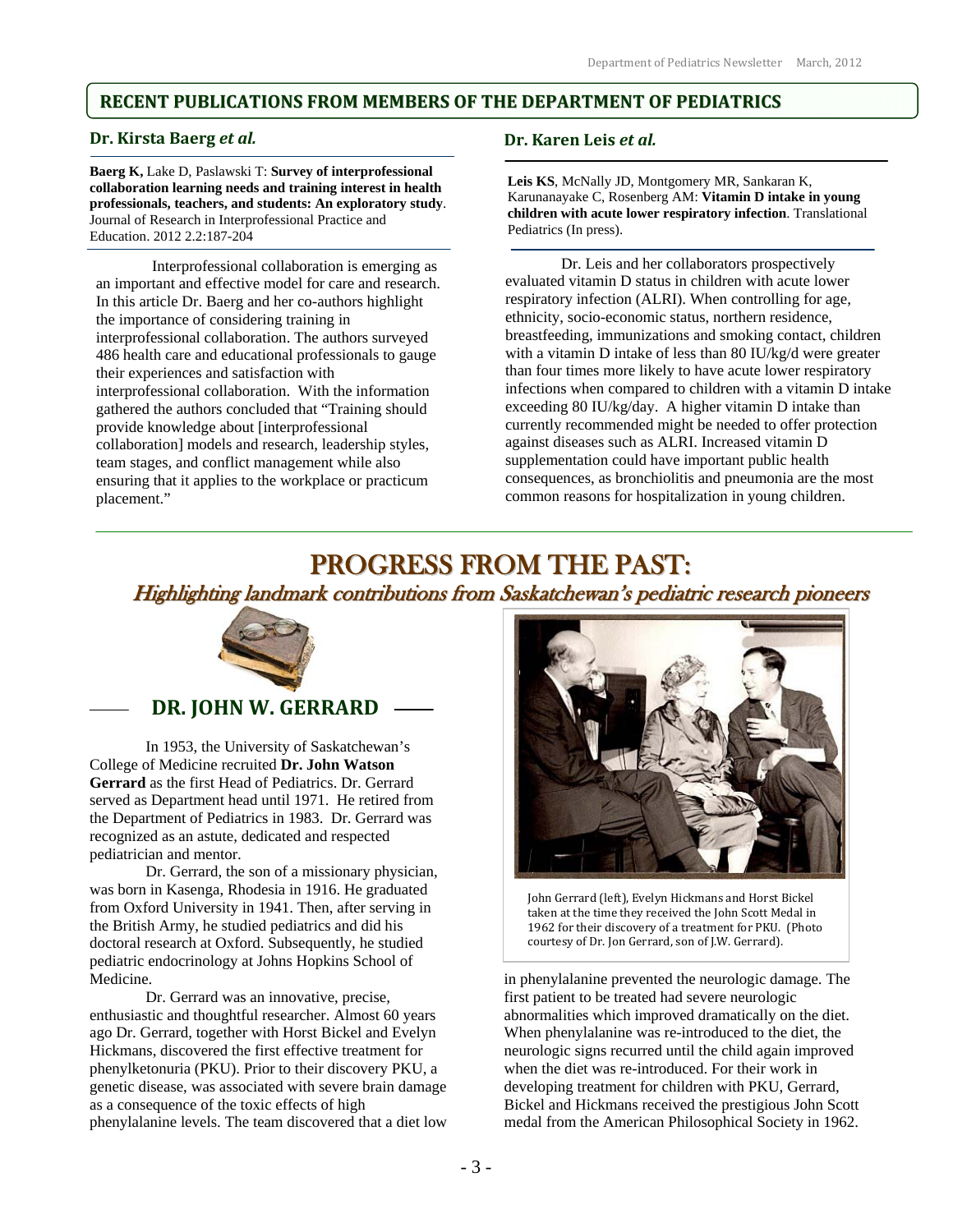## RECENT PUBLICATIONS FROM MEMBERS OF THE DEPARTMENT OF PEDIATRICS

### Dr. Kirsta Baerg *et al.*

**Baerg K,** Lake D, Paslawski T: **Survey of interprofessional collaboration learning needs and training interest in health professionals, teachers, and students: An exploratory study**. Journal of Research in Interprofessional Practice and Education. 2012 2.2:187-204

Interprofessional collaboration is emerging as an important and effective model for care and research. In this article Dr. Baerg and her co-authors highlight the importance of considering training in interprofessional collaboration. The authors surveyed 486 health care and educational professionals to gauge their experiences and satisfaction with interprofessional collaboration. With the information gathered the authors concluded that "Training should provide knowledge about [interprofessional collaboration] models and research, leadership styles, team stages, and conflict management while also ensuring that it applies to the workplace or practicum placement."

### Dr. Karen Leis *et al.*

**Leis KS**, McNally JD, Montgomery MR, Sankaran K, Karunanayake C, Rosenberg AM: **Vitamin D intake in young children with acute lower respiratory infection**. Translational Pediatrics (In press).

Dr. Leis and her collaborators prospectively evaluated vitamin D status in children with acute lower respiratory infection (ALRI). When controlling for age, ethnicity, socio-economic status, northern residence, breastfeeding, immunizations and smoking contact, children with a vitamin D intake of less than 80 IU/kg/d were greater than four times more likely to have acute lower respiratory infections when compared to children with a vitamin D intake exceeding 80 IU/kg/day. A higher vitamin D intake than currently recommended might be needed to offer protection against diseases such as ALRI. Increased vitamin D supplementation could have important public health consequences, as bronchiolitis and pneumonia are the most common reasons for hospitalization in young children.

# PROGRESS FROM THE PAST:

*Highlighting landmark contributions from Saskatchewan's pediatric research pioneers*

## DR. JOHN W. GERRARD

In 1953, the University of Saskatchewan's College of Medicine recruited **Dr. John Watson Gerrard** as the first Head of Pediatrics. Dr. Gerrard served as Department head until 1971. He retired from the Department of Pediatrics in 1983. Dr. Gerrard was recognized as an astute, dedicated and respected pediatrician and mentor.

Dr. Gerrard, the son of a missionary physician, was born in Kasenga, Rhodesia in 1916. He graduated from Oxford University in 1941. Then, after serving in the British Army, he studied pediatrics and did his doctoral research at Oxford. Subsequently, he studied pediatric endocrinology at Johns Hopkins School of Medicine.

Dr. Gerrard was an innovative, precise, enthusiastic and thoughtful researcher. Almost 60 years ago Dr. Gerrard, together with Horst Bickel and Evelyn Hickmans, discovered the first effective treatment for phenylketonuria (PKU). Prior to their discovery PKU, a genetic disease, was associated with severe brain damage as a consequence of the toxic effects of high phenylalanine levels. The team discovered that a diet low in phenylalanine prevented the neurologic damage. The first patient to be treated had severe neurologic abnormalities which improved dramatically on the diet. When phenylalanine was re-introduced to the diet, the neurologic signs recurred until the child again improved when the diet was re-introduced. For their work in developing treatment for children with PKU, Gerrard, Bickel and Hickmans received the prestigious John Scott medal from the American Philosophical Society in 1962.

John Gerrard (left), Evelyn Hickmans and Horst Bickel taken at the time they received the John Scott Medal in 1962 for their discovery of a treatment for PKU. (Photo courtesy of Dr. Jon Gerrard, son of J.W. Gerrard).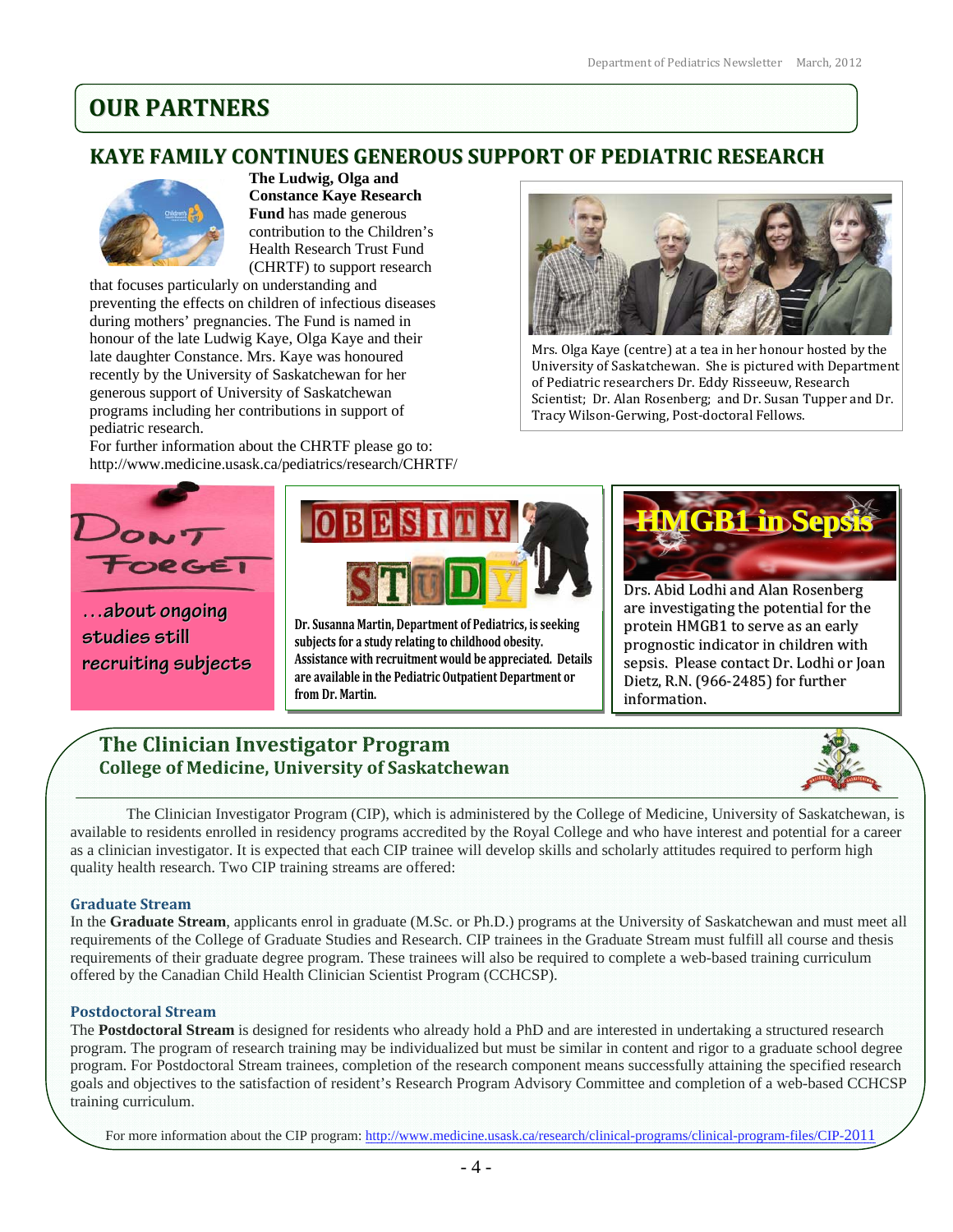# OUR PARTNERS

## KAYE FAMILY CONTINUES GENEROUS SUPPORT OF PEDIATRIC RESEARCH

**The Ludwig, Olga and Constance Kaye Research Fund** has made generous contribution to the Children's Health Research Trust Fund (CHRTF) to support research that focuses particularly on understanding and preventing the effects on children of infectious diseases during mothers' pregnancies. The Fund is named in honour of the late Ludwig Kaye, Olga Kaye and their late daughter Constance. Mrs. Kaye was honoured recently by the University of Saskatchewan for her generous support of University of Saskatchewan programs including her contributions in support of pediatric research.

For further information about the CHRTF please go to: http://www.medicine.usask.ca/pediatrics/research/CHRTF/

Mrs. Olga Kaye (centre) at a tea in her honour hosted by the University of Saskatchewan. She is pictured with Department of Pediatric researchers Dr. Eddy Risseeuw, Research Scientist; Dr. Alan Rosenberg; and Dr. Susan Tupper and Dr. Tracy Wilson-Gerwing, Post-doctoral Fellows.

**DON'T FORGET**

**...about ongoing studies still recruiting subjects**

**OBESITY STUDY**

**Dr. Susanna Martin, Department of Pediatrics, is seeking subjects for a study relating to childhood obesity. Assistance with recruitment would be appreciated. Details are available in the Pediatric Outpatient Department or from Dr. Martin.**

**HMGB1 in Sepsis**

Drs. Abid Lodhi and Alan Rosenberg are investigating the potential for the protein HMGB1 to serve as an early prognostic indicator in children with sepsis. Please contact Dr. Lodhi or Joan Dietz, R.N. (966-2485) for further information.

## The Clinician Investigator Program
### College of Medicine, University of Saskatchewan

The Clinician Investigator Program (CIP), which is administered by the College of Medicine, University of Saskatchewan, is available to residents enrolled in residency programs accredited by the Royal College and who have interest and potential for a career as a clinician investigator. It is expected that each CIP trainee will develop skills and scholarly attitudes required to perform high quality health research. Two CIP training streams are offered:

### Graduate Stream

In the **Graduate Stream**, applicants enrol in graduate (M.Sc. or Ph.D.) programs at the University of Saskatchewan and must meet all requirements of the College of Graduate Studies and Research. CIP trainees in the Graduate Stream must fulfill all course and thesis requirements of their graduate degree program. These trainees will also be required to complete a web-based training curriculum offered by the Canadian Child Health Clinician Scientist Program (CCHCSP).

### Postdoctoral Stream

The **Postdoctoral Stream** is designed for residents who already hold a PhD and are interested in undertaking a structured research program. The program of research training may be individualized but must be similar in content and rigor to a graduate school degree program. For Postdoctoral Stream trainees, completion of the research component means successfully attaining the specified research goals and objectives to the satisfaction of resident's Research Program Advisory Committee and completion of a web-based CCHCSP training curriculum.

For more information about the CIP program: http://www.medicine.usask.ca/research/clinical-programs/clinical-program-files/CIP-2011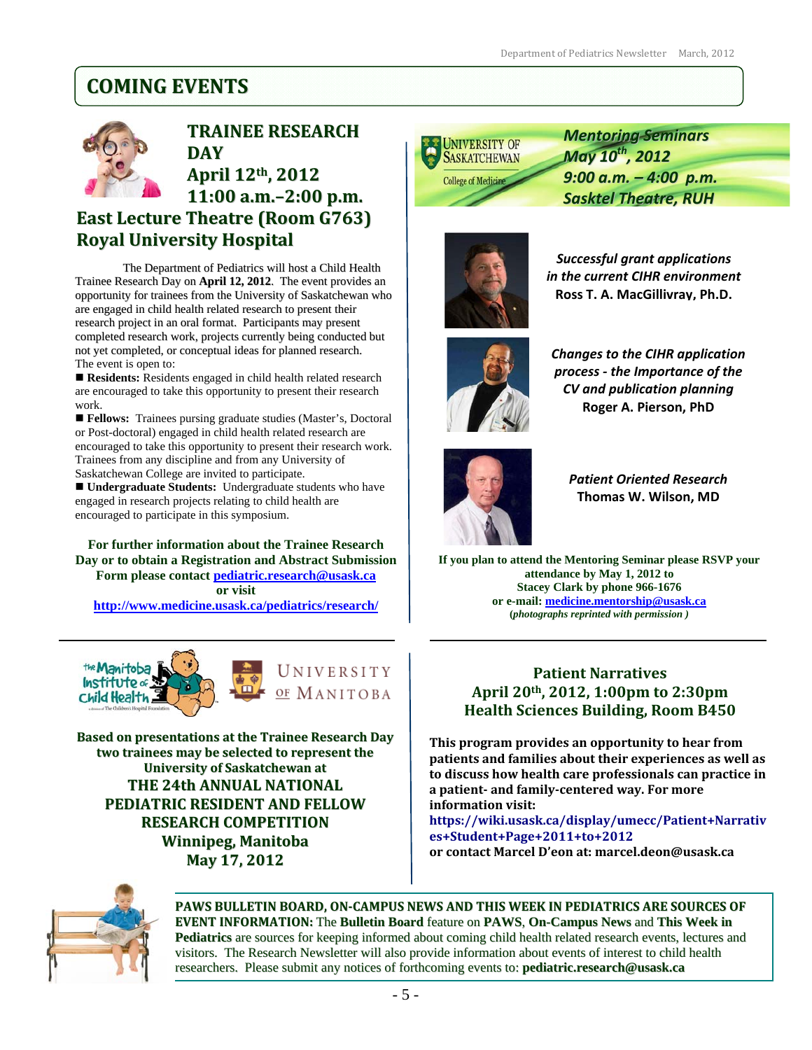# COMING EVENTS

## TRAINEE RESEARCH DAY
## April 12th, 2012
## 11:00 a.m.–2:00 p.m.
## East Lecture Theatre (Room G763)
## Royal University Hospital

The Department of Pediatrics will host a Child Health Trainee Research Day on **April 12, 2012**. The event provides an opportunity for trainees from the University of Saskatchewan who are engaged in child health related research to present their research project in an oral format. Participants may present completed research work, projects currently being conducted but not yet completed, or conceptual ideas for planned research. The event is open to:

- **Residents:** Residents engaged in child health related research are encouraged to take this opportunity to present their research work.
- **Fellows:** Trainees pursing graduate studies (Master's, Doctoral or Post-doctoral) engaged in child health related research are encouraged to take this opportunity to present their research work. Trainees from any discipline and from any University of Saskatchewan College are invited to participate.
- **Undergraduate Students:** Undergraduate students who have engaged in research projects relating to child health are encouraged to participate in this symposium.

**For further information about the Trainee Research Day or to obtain a Registration and Abstract Submission Form please contact pediatric.research@usask.ca or visit http://www.medicine.usask.ca/pediatrics/research/**

## Mentoring Seminars
## May 10th, 2012
## 9:00 a.m. – 4:00 p.m.
## Sasktel Theatre, RUH

University of Saskatchewan College of Medicine

*Successful grant applications in the current CIHR environment*
**Ross T. A. MacGillivray, Ph.D.**

*Changes to the CIHR application process - the Importance of the CV and publication planning*
**Roger A. Pierson, PhD**

*Patient Oriented Research*
**Thomas W. Wilson, MD**

**If you plan to attend the Mentoring Seminar please RSVP your attendance by May 1, 2012 to Stacey Clark by phone 966-1676 or e-mail: medicine.mentorship@usask.ca**
***(photographs reprinted with permission )***

The Manitoba Institute of Child Health — University of Manitoba

**Based on presentations at the Trainee Research Day two trainees may be selected to represent the University of Saskatchewan at**

## THE 24th ANNUAL NATIONAL PEDIATRIC RESIDENT AND FELLOW RESEARCH COMPETITION
## Winnipeg, Manitoba
## May 17, 2012

## Patient Narratives
## April 20th, 2012, 1:00pm to 2:30pm
## Health Sciences Building, Room B450

**This program provides an opportunity to hear from patients and families about their experiences as well as to discuss how health care professionals can practice in a patient- and family-centered way. For more information visit:**
**https://wiki.usask.ca/display/umecc/Patient+Narratives+Student+Page+2011+to+2012**
**or contact Marcel D'eon at: marcel.deon@usask.ca**

**PAWS BULLETIN BOARD, ON-CAMPUS NEWS AND THIS WEEK IN PEDIATRICS ARE SOURCES OF EVENT INFORMATION:** The **Bulletin Board** feature on **PAWS**, **On-Campus News** and **This Week in Pediatrics** are sources for keeping informed about coming child health related research events, lectures and visitors. The Research Newsletter will also provide information about events of interest to child health researchers. Please submit any notices of forthcoming events to: **pediatric.research@usask.ca**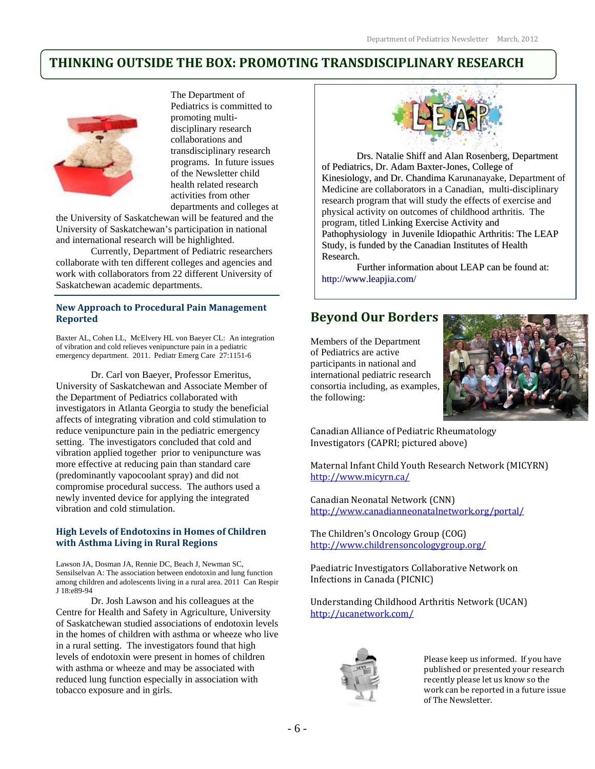# THINKING OUTSIDE THE BOX: PROMOTING TRANSDISCIPLINARY RESEARCH

The Department of Pediatrics is committed to promoting multi-disciplinary research collaborations and transdisciplinary research programs. In future issues of the Newsletter child health related research activities from other departments and colleges at the University of Saskatchewan will be featured and the University of Saskatchewan's participation in national and international research will be highlighted.

Currently, Department of Pediatric researchers collaborate with ten different colleges and agencies and work with collaborators from 22 different University of Saskatchewan academic departments.

### New Approach to Procedural Pain Management Reported

Baxter AL, Cohen LL, McElvery HL von Baeyer CL: An integration of vibration and cold relieves venipuncture pain in a pediatric emergency department. 2011. Pediatr Emerg Care 27:1151-6

Dr. Carl von Baeyer, Professor Emeritus, University of Saskatchewan and Associate Member of the Department of Pediatrics collaborated with investigators in Atlanta Georgia to study the beneficial affects of integrating vibration and cold stimulation to reduce venipuncture pain in the pediatric emergency setting. The investigators concluded that cold and vibration applied together prior to venipuncture was more effective at reducing pain than standard care (predominantly vapocoolant spray) and did not compromise procedural success. The authors used a newly invented device for applying the integrated vibration and cold stimulation.

### High Levels of Endotoxins in Homes of Children with Asthma Living in Rural Regions

Lawson JA, Dosman JA, Rennie DC, Beach J, Newman SC, Sensilselvan A: The association between endotoxin and lung function among children and adolescents living in a rural area. 2011 Can Respir J 18:e89-94

Dr. Josh Lawson and his colleagues at the Centre for Health and Safety in Agriculture, University of Saskatchewan studied associations of endotoxin levels in the homes of children with asthma or wheeze who live in a rural setting. The investigators found that high levels of endotoxin were present in homes of children with asthma or wheeze and may be associated with reduced lung function especially in association with tobacco exposure and in girls.

### LEAP

Drs. Natalie Shiff and Alan Rosenberg, Department of Pediatrics, Dr. Adam Baxter-Jones, College of Kinesiology, and Dr. Chandima Karunanayake, Department of Medicine are collaborators in a Canadian, multi-disciplinary research program that will study the effects of exercise and physical activity on outcomes of childhood arthritis. The program, titled Linking Exercise Activity and Pathophysiology in Juvenile Idiopathic Arthritis: The LEAP Study, is funded by the Canadian Institutes of Health Research.

Further information about LEAP can be found at: http://www.leapjia.com/

## Beyond Our Borders

Members of the Department of Pediatrics are active participants in national and international pediatric research consortia including, as examples, the following:

Canadian Alliance of Pediatric Rheumatology Investigators (CAPRI; pictured above)

Maternal Infant Child Youth Research Network (MICYRN)
http://www.micyrn.ca/

Canadian Neonatal Network (CNN)
http://www.canadianneonatalnetwork.org/portal/

The Children's Oncology Group (COG)
http://www.childrensoncologygroup.org/

Paediatric Investigators Collaborative Network on Infections in Canada (PICNIC)

Understanding Childhood Arthritis Network (UCAN)
http://ucanetwork.com/

Please keep us informed. If you have published or presented your research recently please let us know so the work can be reported in a future issue of The Newsletter.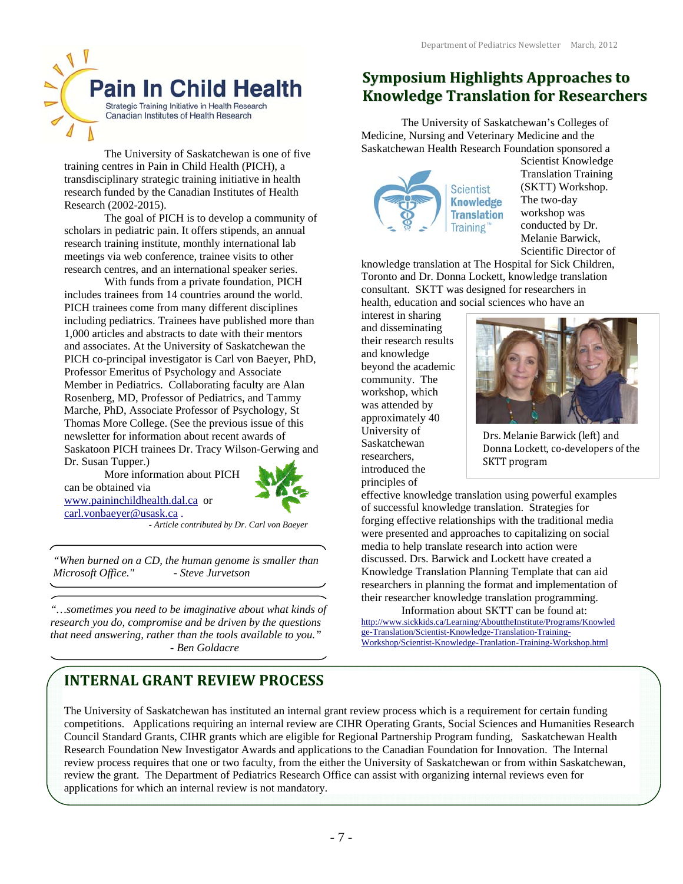# Pain In Child Health

Strategic Training Initiative in Health Research
Canadian Institutes of Health Research

The University of Saskatchewan is one of five training centres in Pain in Child Health (PICH), a transdisciplinary strategic training initiative in health research funded by the Canadian Institutes of Health Research (2002-2015).

The goal of PICH is to develop a community of scholars in pediatric pain. It offers stipends, an annual research training institute, monthly international lab meetings via web conference, trainee visits to other research centres, and an international speaker series.

With funds from a private foundation, PICH includes trainees from 14 countries around the world. PICH trainees come from many different disciplines including pediatrics. Trainees have published more than 1,000 articles and abstracts to date with their mentors and associates. At the University of Saskatchewan the PICH co-principal investigator is Carl von Baeyer, PhD, Professor Emeritus of Psychology and Associate Member in Pediatrics. Collaborating faculty are Alan Rosenberg, MD, Professor of Pediatrics, and Tammy Marche, PhD, Associate Professor of Psychology, St Thomas More College. (See the previous issue of this newsletter for information about recent awards of Saskatoon PICH trainees Dr. Tracy Wilson-Gerwing and Dr. Susan Tupper.)

More information about PICH can be obtained via www.paininchildhealth.dal.ca or carl.vonbaeyer@usask.ca .

*- Article contributed by Dr. Carl von Baeyer*

*"When burned on a CD, the human genome is smaller than Microsoft Office." - Steve Jurvetson*

*"…sometimes you need to be imaginative about what kinds of research you do, compromise and be driven by the questions that need answering, rather than the tools available to you." - Ben Goldacre*

## Symposium Highlights Approaches to Knowledge Translation for Researchers

The University of Saskatchewan's Colleges of Medicine, Nursing and Veterinary Medicine and the Saskatchewan Health Research Foundation sponsored a Scientist Knowledge Translation Training (SKTT) Workshop. The two-day workshop was conducted by Dr. Melanie Barwick, Scientific Director of knowledge translation at The Hospital for Sick Children, Toronto and Dr. Donna Lockett, knowledge translation consultant. SKTT was designed for researchers in health, education and social sciences who have an interest in sharing and disseminating their research results and knowledge beyond the academic community. The workshop, which was attended by approximately 40 University of Saskatchewan researchers, introduced the principles of effective knowledge translation using powerful examples of successful knowledge translation. Strategies for forging effective relationships with the traditional media were presented and approaches to capitalizing on social media to help translate research into action were discussed. Drs. Barwick and Lockett have created a Knowledge Translation Planning Template that can aid researchers in planning the format and implementation of their researcher knowledge translation programming.

Drs. Melanie Barwick (left) and Donna Lockett, co-developers of the SKTT program

Information about SKTT can be found at: http://www.sickkids.ca/Learning/AbouttheInstitute/Programs/Knowledge-Translation/Scientist-Knowledge-Translation-Training-Workshop/Scientist-Knowledge-Tranlation-Training-Workshop.html

## INTERNAL GRANT REVIEW PROCESS

The University of Saskatchewan has instituted an internal grant review process which is a requirement for certain funding competitions. Applications requiring an internal review are CIHR Operating Grants, Social Sciences and Humanities Research Council Standard Grants, CIHR grants which are eligible for Regional Partnership Program funding, Saskatchewan Health Research Foundation New Investigator Awards and applications to the Canadian Foundation for Innovation. The Internal review process requires that one or two faculty, from the either the University of Saskatchewan or from within Saskatchewan, review the grant. The Department of Pediatrics Research Office can assist with organizing internal reviews even for applications for which an internal review is not mandatory.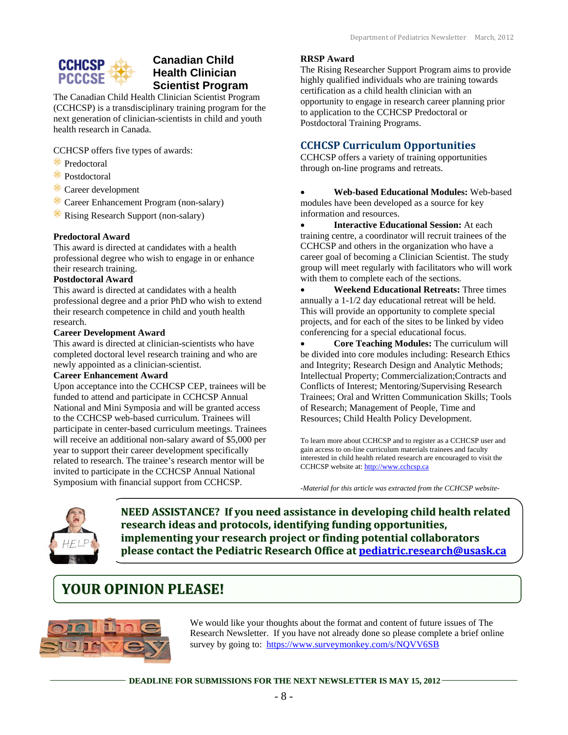## Canadian Child Health Clinician Scientist Program

The Canadian Child Health Clinician Scientist Program (CCHCSP) is a transdisciplinary training program for the next generation of clinician-scientists in child and youth health research in Canada.

CCHCSP offers five types of awards:

- Predoctoral
- Postdoctoral
- Career development
- Career Enhancement Program (non-salary)
- Rising Research Support (non-salary)

**Predoctoral Award**
This award is directed at candidates with a health professional degree who wish to engage in or enhance their research training.

**Postdoctoral Award**
This award is directed at candidates with a health professional degree and a prior PhD who wish to extend their research competence in child and youth health research.

**Career Development Award**
This award is directed at clinician-scientists who have completed doctoral level research training and who are newly appointed as a clinician-scientist.

**Career Enhancement Award**
Upon acceptance into the CCHCSP CEP, trainees will be funded to attend and participate in CCHCSP Annual National and Mini Symposia and will be granted access to the CCHCSP web-based curriculum. Trainees will participate in center-based curriculum meetings. Trainees will receive an additional non-salary award of $5,000 per year to support their career development specifically related to research. The trainee's research mentor will be invited to participate in the CCHCSP Annual National Symposium with financial support from CCHCSP.

**RRSP Award**
The Rising Researcher Support Program aims to provide highly qualified individuals who are training towards certification as a child health clinician with an opportunity to engage in research career planning prior to application to the CCHCSP Predoctoral or Postdoctoral Training Programs.

## CCHCSP Curriculum Opportunities

CCHCSP offers a variety of training opportunities through on-line programs and retreats.

- **Web-based Educational Modules:** Web-based modules have been developed as a source for key information and resources.
- **Interactive Educational Session:** At each training centre, a coordinator will recruit trainees of the CCHCSP and others in the organization who have a career goal of becoming a Clinician Scientist. The study group will meet regularly with facilitators who will work with them to complete each of the sections.
- **Weekend Educational Retreats:** Three times annually a 1-1/2 day educational retreat will be held. This will provide an opportunity to complete special projects, and for each of the sites to be linked by video conferencing for a special educational focus.
- **Core Teaching Modules:** The curriculum will be divided into core modules including: Research Ethics and Integrity; Research Design and Analytic Methods; Intellectual Property; Commercialization;Contracts and Conflicts of Interest; Mentoring/Supervising Research Trainees; Oral and Written Communication Skills; Tools of Research; Management of People, Time and Resources; Child Health Policy Development.

To learn more about CCHCSP and to register as a CCHCSP user and gain access to on-line curriculum materials trainees and faculty interested in child health related research are encouraged to visit the CCHCSP website at: http://www.cchcsp.ca

*-Material for this article was extracted from the CCHCSP website-*

**NEED ASSISTANCE? If you need assistance in developing child health related research ideas and protocols, identifying funding opportunities, implementing your research project or finding potential collaborators please contact the Pediatric Research Office at pediatric.research@usask.ca**

## YOUR OPINION PLEASE!

We would like your thoughts about the format and content of future issues of The Research Newsletter. If you have not already done so please complete a brief online survey by going to: https://www.surveymonkey.com/s/NQVV6SB

**DEADLINE FOR SUBMISSIONS FOR THE NEXT NEWSLETTER IS MAY 15, 2012**